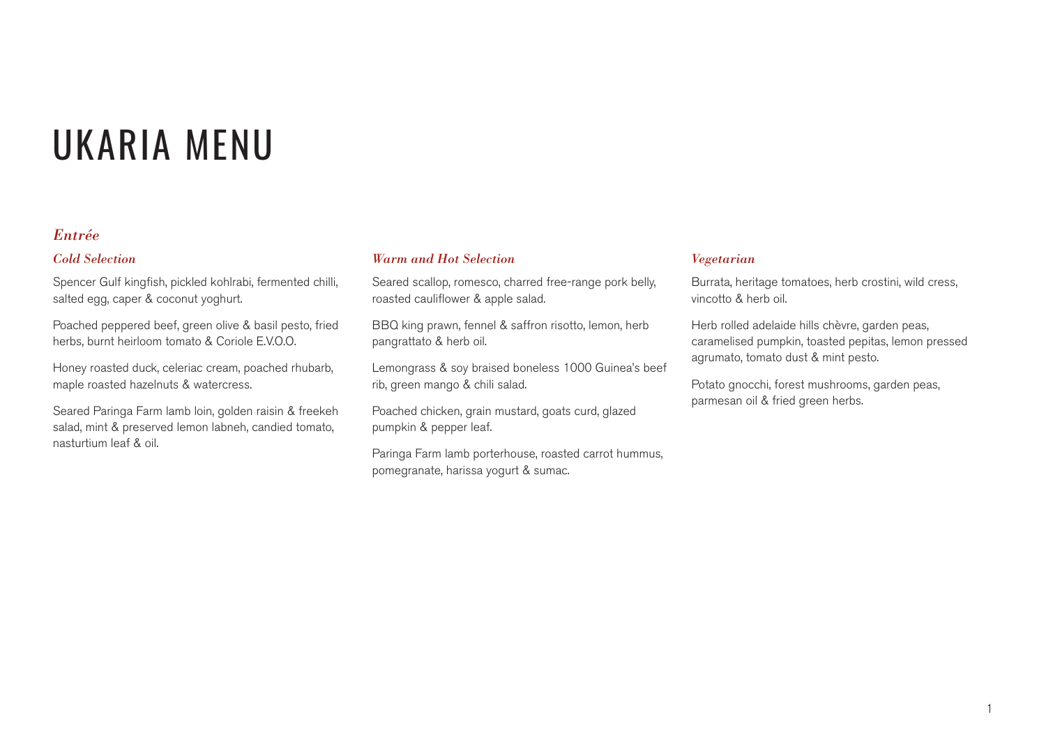# UKARIA MENU

## *Entrée*

### *Cold Selection*

Spencer Gulf kingfish, pickled kohlrabi, fermented chilli, salted egg, caper & coconut yoghurt.

Poached peppered beef, green olive & basil pesto, fried herbs, burnt heirloom tomato & Coriole E.V.O.O.

Honey roasted duck, celeriac cream, poached rhubarb, maple roasted hazelnuts & watercress.

Seared Paringa Farm lamb loin, golden raisin & freekeh salad, mint & preserved lemon labneh, candied tomato, nasturtium leaf & oil.

### *Warm and Hot Selection*

Seared scallop, romesco, charred free-range pork belly, roasted cauliflower & apple salad.

BBQ king prawn, fennel & saffron risotto, lemon, herb pangrattato & herb oil.

Lemongrass & soy braised boneless 1000 Guinea's beef rib, green mango & chili salad.

Poached chicken, grain mustard, goats curd, glazed pumpkin & pepper leaf.

Paringa Farm lamb porterhouse, roasted carrot hummus, pomegranate, harissa yogurt & sumac.

### *Vegetarian*

Burrata, heritage tomatoes, herb crostini, wild cress, vincotto & herb oil.

Herb rolled adelaide hills chèvre, garden peas, caramelised pumpkin, toasted pepitas, lemon pressed agrumato, tomato dust & mint pesto.

Potato gnocchi, forest mushrooms, garden peas, parmesan oil & fried green herbs.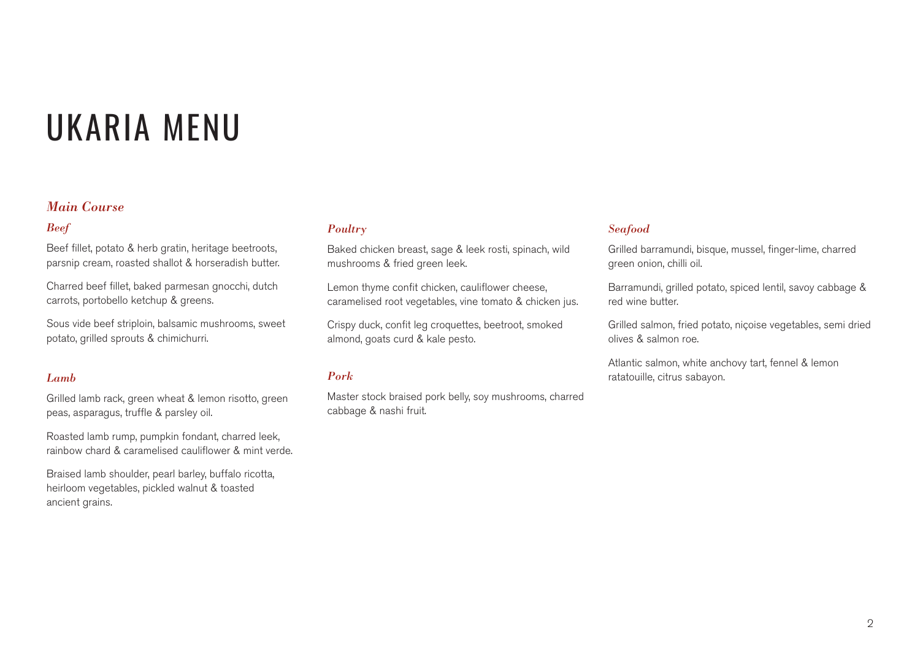# UKARIA MENU

## *Main Course*

### *Beef*

Beef fillet, potato & herb gratin, heritage beetroots, parsnip cream, roasted shallot & horseradish butter.

Charred beef fillet, baked parmesan gnocchi, dutch carrots, portobello ketchup & greens.

Sous vide beef striploin, balsamic mushrooms, sweet potato, grilled sprouts & chimichurri.

### *Lamb*

Grilled lamb rack, green wheat & lemon risotto, green peas, asparagus, truffle & parsley oil.

Roasted lamb rump, pumpkin fondant, charred leek, rainbow chard & caramelised cauliflower & mint verde.

Braised lamb shoulder, pearl barley, buffalo ricotta, heirloom vegetables, pickled walnut & toasted ancient grains.

### *Poultry*

Baked chicken breast, sage & leek rosti, spinach, wild mushrooms & fried green leek.

Lemon thyme confit chicken, cauliflower cheese, caramelised root vegetables, vine tomato & chicken jus.

Crispy duck, confit leg croquettes, beetroot, smoked almond, goats curd & kale pesto.

### *Pork*

Master stock braised pork belly, soy mushrooms, charred cabbage & nashi fruit.

### *Seafood*

Grilled barramundi, bisque, mussel, finger-lime, charred green onion, chilli oil.

Barramundi, grilled potato, spiced lentil, savoy cabbage & red wine butter.

Grilled salmon, fried potato, niçoise vegetables, semi dried olives & salmon roe.

Atlantic salmon, white anchovy tart, fennel & lemon ratatouille, citrus sabayon.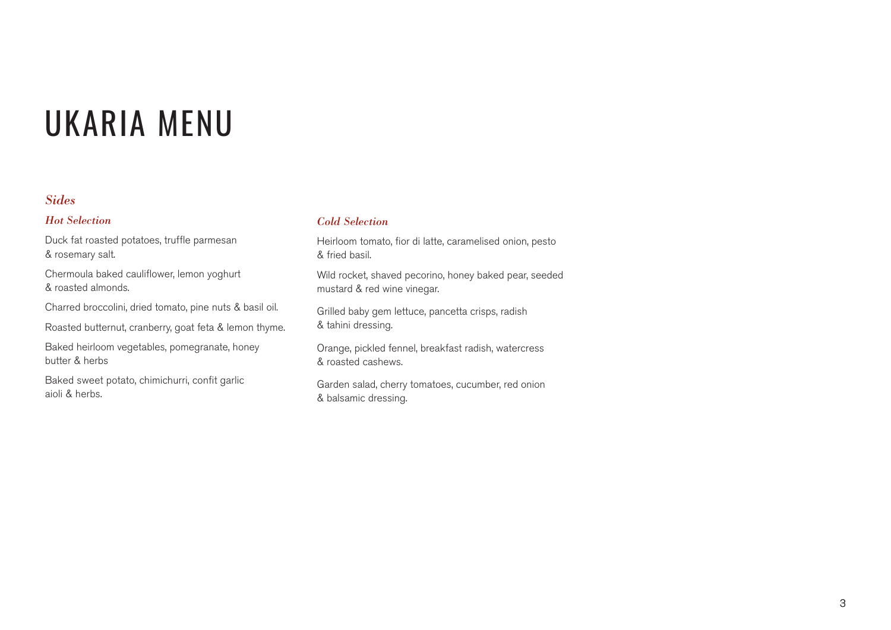# UKARIA MENU

## *Sides*

### *Hot Selection*

Duck fat roasted potatoes, truffle parmesan & rosemary salt.

Chermoula baked cauliflower, lemon yoghurt & roasted almonds.

Charred broccolini, dried tomato, pine nuts & basil oil.

Roasted butternut, cranberry, goat feta & lemon thyme.

Baked heirloom vegetables, pomegranate, honey butter & herbs

Baked sweet potato, chimichurri, confit garlic aioli & herbs.

### *Cold Selection*

Heirloom tomato, fior di latte, caramelised onion, pesto & fried basil.

Wild rocket, shaved pecorino, honey baked pear, seeded mustard & red wine vinegar.

Grilled baby gem lettuce, pancetta crisps, radish & tahini dressing.

Orange, pickled fennel, breakfast radish, watercress & roasted cashews.

Garden salad, cherry tomatoes, cucumber, red onion & balsamic dressing.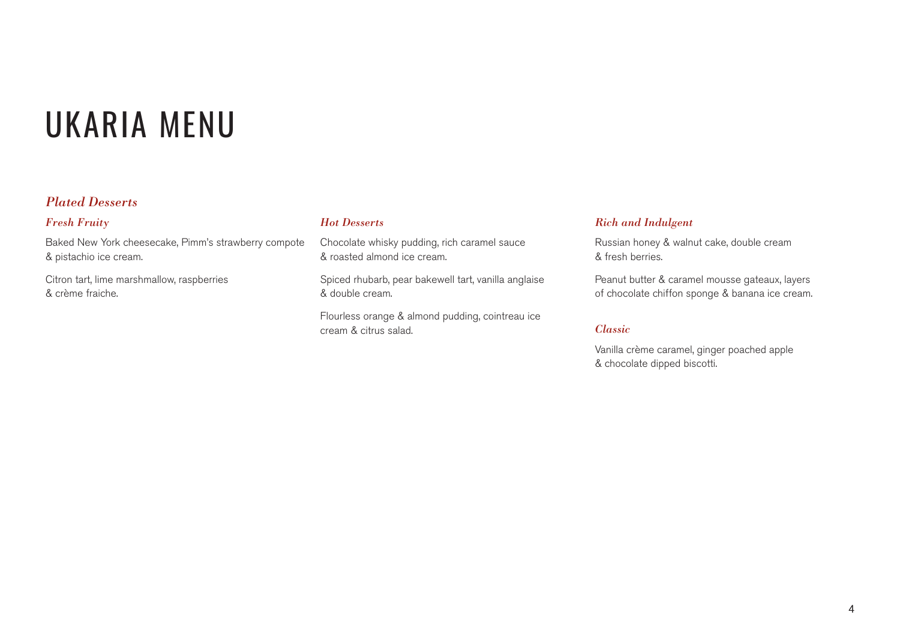# UKARIA MENU

## *Plated Desserts*

### *Fresh Fruity*

Baked New York cheesecake, Pimm's strawberry compote & pistachio ice cream.

Citron tart, lime marshmallow, raspberries & crème fraiche.

### *Hot Desserts*

Chocolate whisky pudding, rich caramel sauce & roasted almond ice cream.

Spiced rhubarb, pear bakewell tart, vanilla anglaise & double cream.

Flourless orange & almond pudding, cointreau ice cream & citrus salad.

### *Rich and Indulgent*

Russian honey & walnut cake, double cream & fresh berries.

Peanut butter & caramel mousse gateaux, layers of chocolate chiffon sponge & banana ice cream.

### *Classic*

Vanilla crème caramel, ginger poached apple & chocolate dipped biscotti.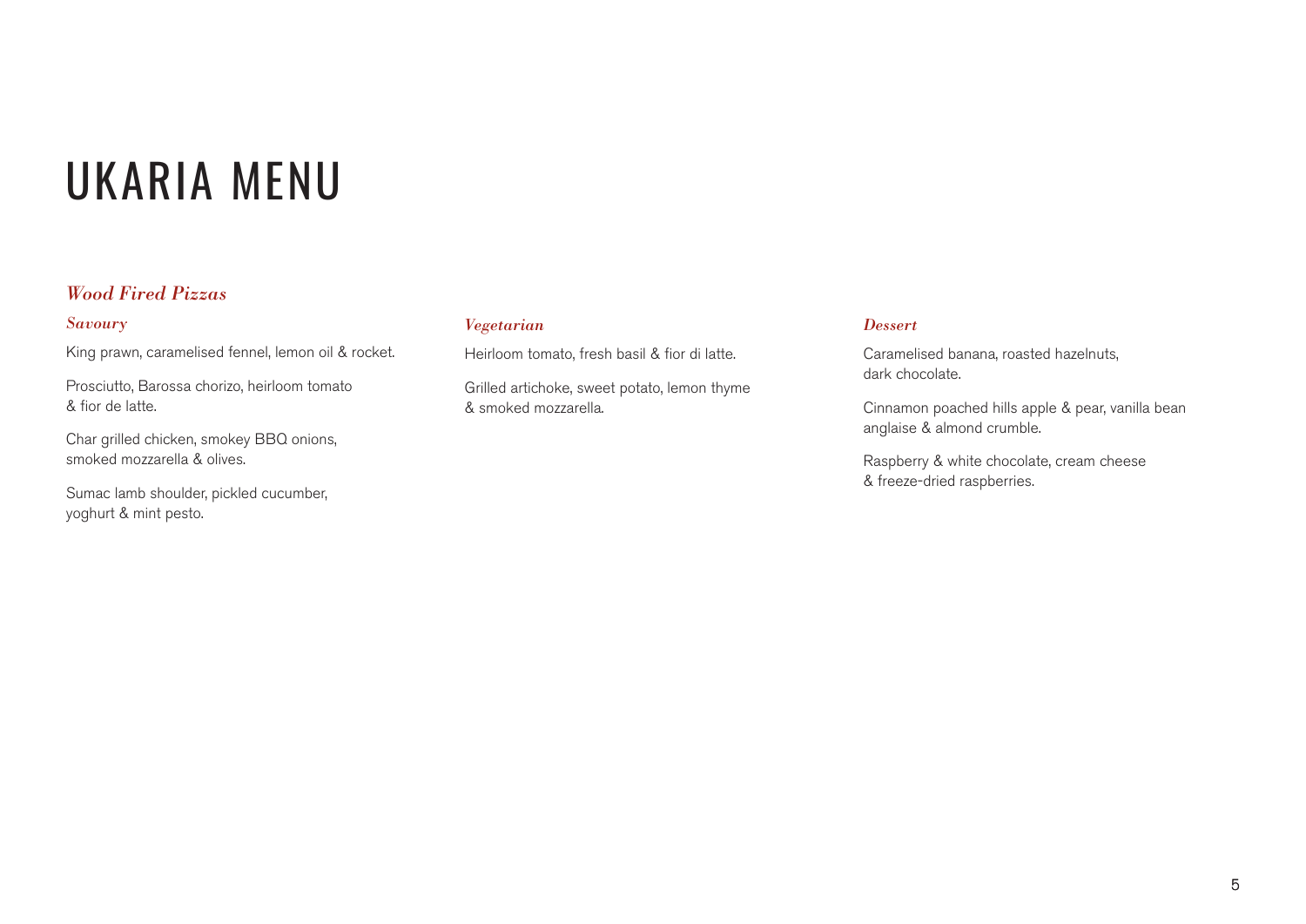# UKARIA MENU

## *Wood Fired Pizzas*

### *Savoury*

King prawn, caramelised fennel, lemon oil & rocket.

Prosciutto, Barossa chorizo, heirloom tomato & fior de latte.

Char grilled chicken, smokey BBQ onions, smoked mozzarella & olives.

Sumac lamb shoulder, pickled cucumber, yoghurt & mint pesto.

### *Vegetarian*

Heirloom tomato, fresh basil & fior di latte.

Grilled artichoke, sweet potato, lemon thyme & smoked mozzarella.

### *Dessert*

Caramelised banana, roasted hazelnuts, dark chocolate.

Cinnamon poached hills apple & pear, vanilla bean anglaise & almond crumble.

Raspberry & white chocolate, cream cheese & freeze-dried raspberries.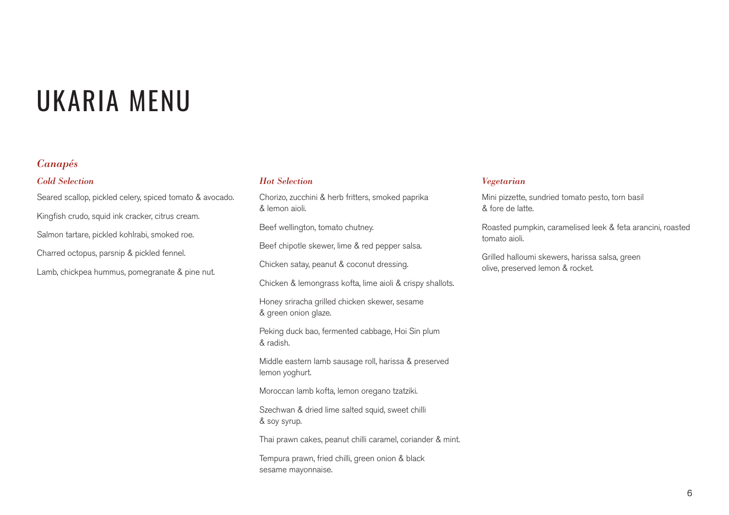# UKARIA MENU

## *Canapés*

### *Cold Selection*

Seared scallop, pickled celery, spiced tomato & avocado.

Kingfish crudo, squid ink cracker, citrus cream.

Salmon tartare, pickled kohlrabi, smoked roe.

Charred octopus, parsnip & pickled fennel.

Lamb, chickpea hummus, pomegranate & pine nut.

### *Hot Selection*

Chorizo, zucchini & herb fritters, smoked paprika & lemon aioli.

Beef wellington, tomato chutney.

Beef chipotle skewer, lime & red pepper salsa.

Chicken satay, peanut & coconut dressing.

Chicken & lemongrass kofta, lime aioli & crispy shallots.

Honey sriracha grilled chicken skewer, sesame & green onion glaze.

Peking duck bao, fermented cabbage, Hoi Sin plum & radish.

Middle eastern lamb sausage roll, harissa & preserved lemon yoghurt.

Moroccan lamb kofta, lemon oregano tzatziki.

Szechwan & dried lime salted squid, sweet chilli & soy syrup.

Thai prawn cakes, peanut chilli caramel, coriander & mint.

Tempura prawn, fried chilli, green onion & black sesame mayonnaise.

### *Vegetarian*

Mini pizzette, sundried tomato pesto, torn basil & fore de latte.

Roasted pumpkin, caramelised leek & feta arancini, roasted tomato aioli.

Grilled halloumi skewers, harissa salsa, green olive, preserved lemon & rocket.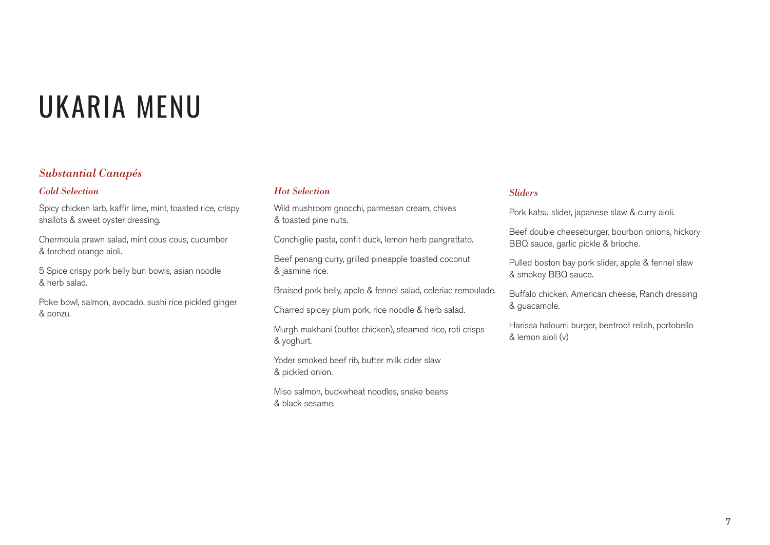# UKARIA MENU

## *Substantial Canapés*

### *Cold Selection*

Spicy chicken larb, kaffir lime, mint, toasted rice, crispy shallots & sweet oyster dressing.

Chermoula prawn salad, mint cous cous, cucumber & torched orange aioli.

5 Spice crispy pork belly bun bowls, asian noodle & herb salad.

Poke bowl, salmon, avocado, sushi rice pickled ginger & ponzu.

### *Hot Selection*

Wild mushroom gnocchi, parmesan cream, chives & toasted pine nuts.

Conchiglie pasta, confit duck, lemon herb pangrattato.

Beef penang curry, grilled pineapple toasted coconut & jasmine rice.

Braised pork belly, apple & fennel salad, celeriac remoulade.

Charred spicey plum pork, rice noodle & herb salad.

Murgh makhani (butter chicken), steamed rice, roti crisps & yoghurt.

Yoder smoked beef rib, butter milk cider slaw & pickled onion.

Miso salmon, buckwheat noodles, snake beans & black sesame.

### *Sliders*

Pork katsu slider, japanese slaw & curry aioli.

Beef double cheeseburger, bourbon onions, hickory BBQ sauce, garlic pickle & brioche.

Pulled boston bay pork slider, apple & fennel slaw & smokey BBQ sauce.

Buffalo chicken, American cheese, Ranch dressing & guacamole.

Harissa haloumi burger, beetroot relish, portobello & lemon aioli (v)